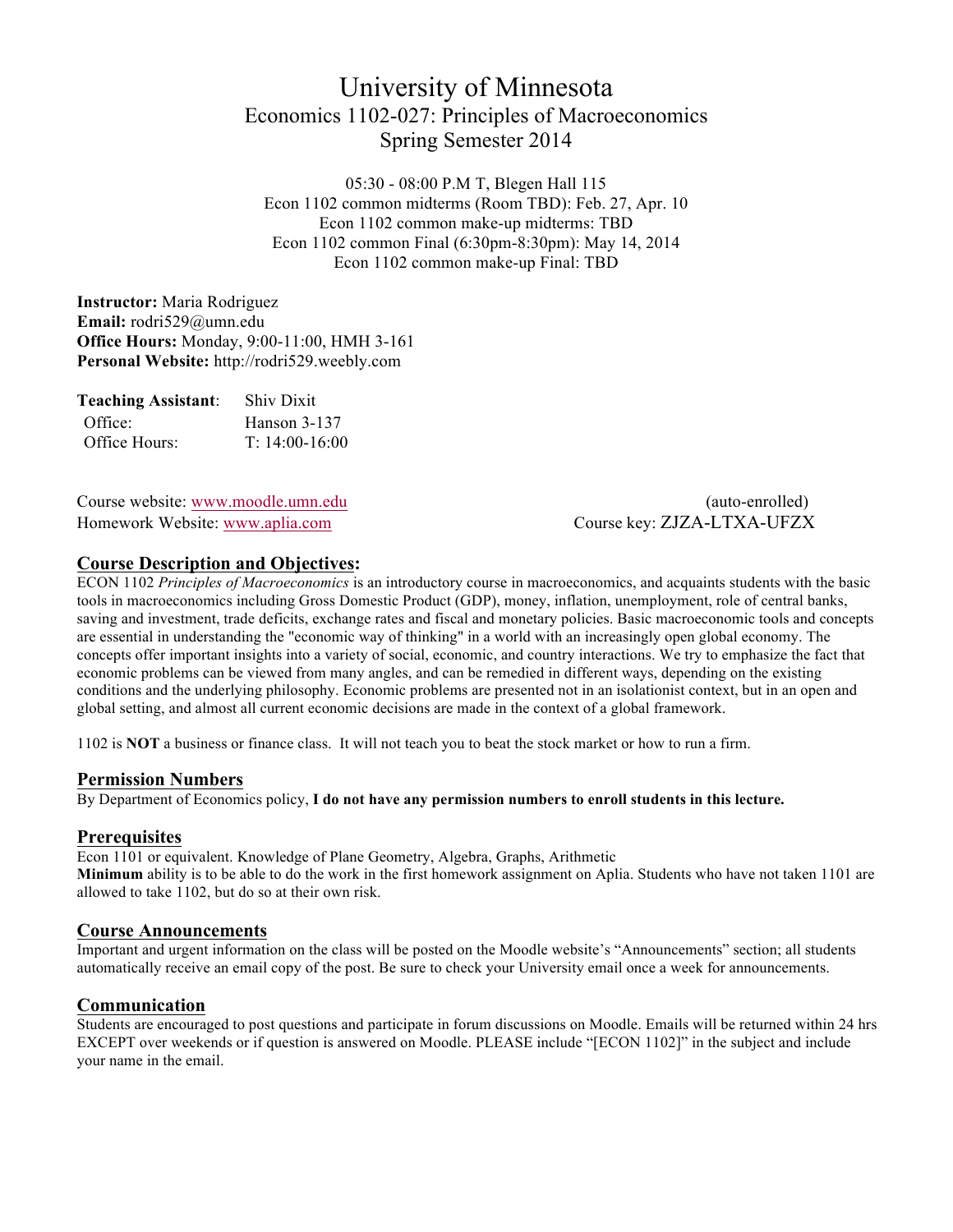# University of Minnesota
## Economics 1102-027: Principles of Macroeconomics
## Spring Semester 2014

05:30 - 08:00 P.M T, Blegen Hall 115
Econ 1102 common midterms (Room TBD): Feb. 27, Apr. 10
Econ 1102 common make-up midterms: TBD
Econ 1102 common Final (6:30pm-8:30pm): May 14, 2014
Econ 1102 common make-up Final: TBD

**Instructor:** Maria Rodriguez
**Email:** rodri529@umn.edu
**Office Hours:** Monday, 9:00-11:00, HMH 3-161
**Personal Website:** http://rodri529.weebly.com

| **Teaching Assistant**: | Shiv Dixit |
|---|---|
| Office: | Hanson 3-137 |
| Office Hours: | T: 14:00-16:00 |

Course website: www.moodle.umn.edu (auto-enrolled)
Homework Website: www.aplia.com Course key: ZJZA-LTXA-UFZX

## Course Description and Objectives:

ECON 1102 *Principles of Macroeconomics* is an introductory course in macroeconomics, and acquaints students with the basic tools in macroeconomics including Gross Domestic Product (GDP), money, inflation, unemployment, role of central banks, saving and investment, trade deficits, exchange rates and fiscal and monetary policies. Basic macroeconomic tools and concepts are essential in understanding the "economic way of thinking" in a world with an increasingly open global economy. The concepts offer important insights into a variety of social, economic, and country interactions. We try to emphasize the fact that economic problems can be viewed from many angles, and can be remedied in different ways, depending on the existing conditions and the underlying philosophy. Economic problems are presented not in an isolationist context, but in an open and global setting, and almost all current economic decisions are made in the context of a global framework.

1102 is **NOT** a business or finance class. It will not teach you to beat the stock market or how to run a firm.

## Permission Numbers

By Department of Economics policy, **I do not have any permission numbers to enroll students in this lecture.**

## Prerequisites

Econ 1101 or equivalent. Knowledge of Plane Geometry, Algebra, Graphs, Arithmetic
**Minimum** ability is to be able to do the work in the first homework assignment on Aplia. Students who have not taken 1101 are allowed to take 1102, but do so at their own risk.

## Course Announcements

Important and urgent information on the class will be posted on the Moodle website's "Announcements" section; all students automatically receive an email copy of the post. Be sure to check your University email once a week for announcements.

## Communication

Students are encouraged to post questions and participate in forum discussions on Moodle. Emails will be returned within 24 hrs EXCEPT over weekends or if question is answered on Moodle. PLEASE include "[ECON 1102]" in the subject and include your name in the email.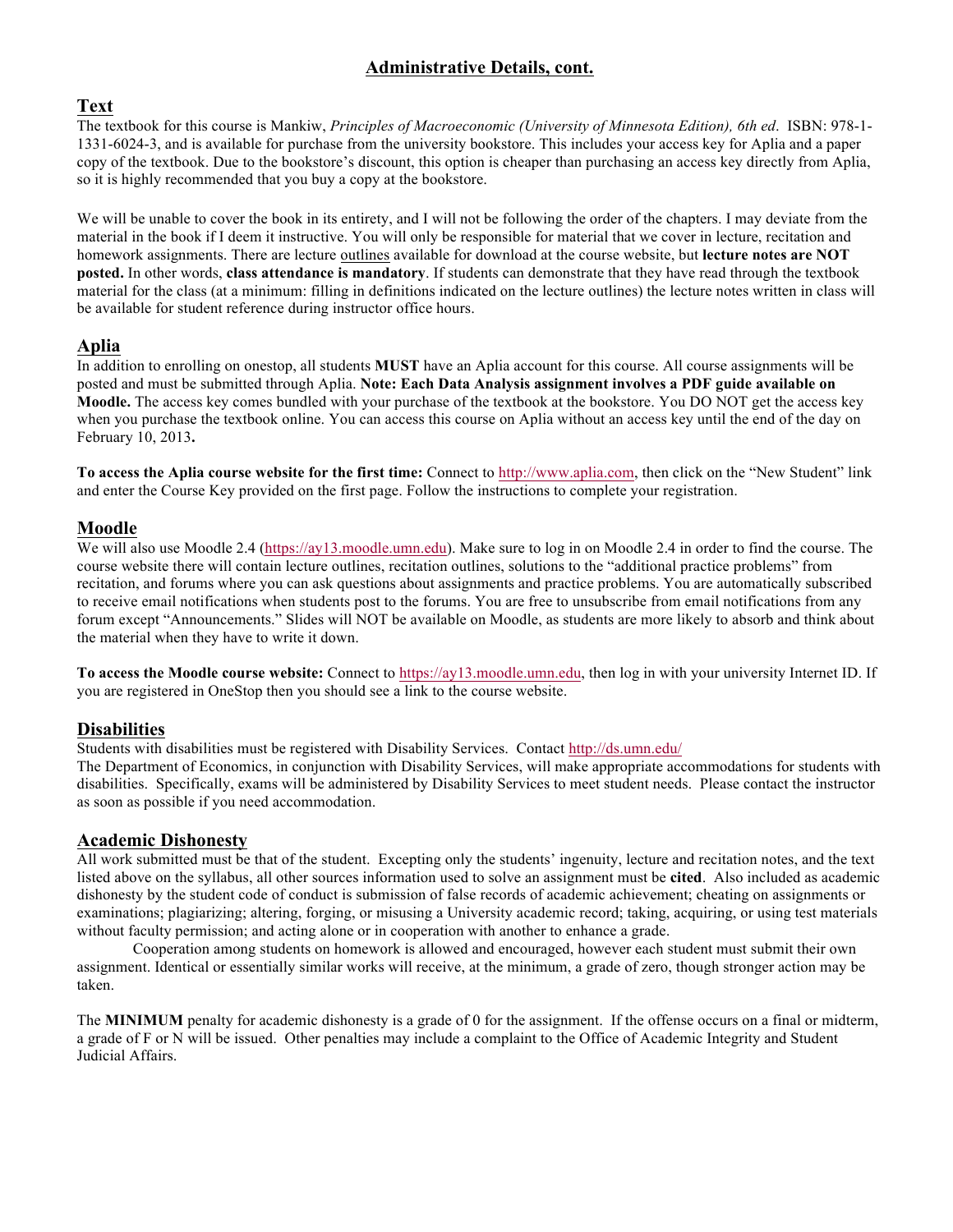## Administrative Details, cont.

### Text

The textbook for this course is Mankiw, *Principles of Macroeconomic (University of Minnesota Edition), 6th ed*. ISBN: 978-1-1331-6024-3, and is available for purchase from the university bookstore. This includes your access key for Aplia and a paper copy of the textbook. Due to the bookstore's discount, this option is cheaper than purchasing an access key directly from Aplia, so it is highly recommended that you buy a copy at the bookstore.

We will be unable to cover the book in its entirety, and I will not be following the order of the chapters. I may deviate from the material in the book if I deem it instructive. You will only be responsible for material that we cover in lecture, recitation and homework assignments. There are lecture outlines available for download at the course website, but **lecture notes are NOT posted.** In other words, **class attendance is mandatory**. If students can demonstrate that they have read through the textbook material for the class (at a minimum: filling in definitions indicated on the lecture outlines) the lecture notes written in class will be available for student reference during instructor office hours.

### Aplia

In addition to enrolling on onestop, all students **MUST** have an Aplia account for this course. All course assignments will be posted and must be submitted through Aplia. **Note: Each Data Analysis assignment involves a PDF guide available on Moodle.** The access key comes bundled with your purchase of the textbook at the bookstore. You DO NOT get the access key when you purchase the textbook online. You can access this course on Aplia without an access key until the end of the day on February 10, 2013**.**

**To access the Aplia course website for the first time:** Connect to http://www.aplia.com, then click on the "New Student" link and enter the Course Key provided on the first page. Follow the instructions to complete your registration.

### Moodle

We will also use Moodle 2.4 (https://ay13.moodle.umn.edu). Make sure to log in on Moodle 2.4 in order to find the course. The course website there will contain lecture outlines, recitation outlines, solutions to the "additional practice problems" from recitation, and forums where you can ask questions about assignments and practice problems. You are automatically subscribed to receive email notifications when students post to the forums. You are free to unsubscribe from email notifications from any forum except "Announcements." Slides will NOT be available on Moodle, as students are more likely to absorb and think about the material when they have to write it down.

**To access the Moodle course website:** Connect to https://ay13.moodle.umn.edu, then log in with your university Internet ID. If you are registered in OneStop then you should see a link to the course website.

### Disabilities

Students with disabilities must be registered with Disability Services. Contact http://ds.umn.edu/
The Department of Economics, in conjunction with Disability Services, will make appropriate accommodations for students with disabilities. Specifically, exams will be administered by Disability Services to meet student needs. Please contact the instructor as soon as possible if you need accommodation.

### Academic Dishonesty

All work submitted must be that of the student. Excepting only the students' ingenuity, lecture and recitation notes, and the text listed above on the syllabus, all other sources information used to solve an assignment must be **cited**. Also included as academic dishonesty by the student code of conduct is submission of false records of academic achievement; cheating on assignments or examinations; plagiarizing; altering, forging, or misusing a University academic record; taking, acquiring, or using test materials without faculty permission; and acting alone or in cooperation with another to enhance a grade.

Cooperation among students on homework is allowed and encouraged, however each student must submit their own assignment. Identical or essentially similar works will receive, at the minimum, a grade of zero, though stronger action may be taken.

The **MINIMUM** penalty for academic dishonesty is a grade of 0 for the assignment. If the offense occurs on a final or midterm, a grade of F or N will be issued. Other penalties may include a complaint to the Office of Academic Integrity and Student Judicial Affairs.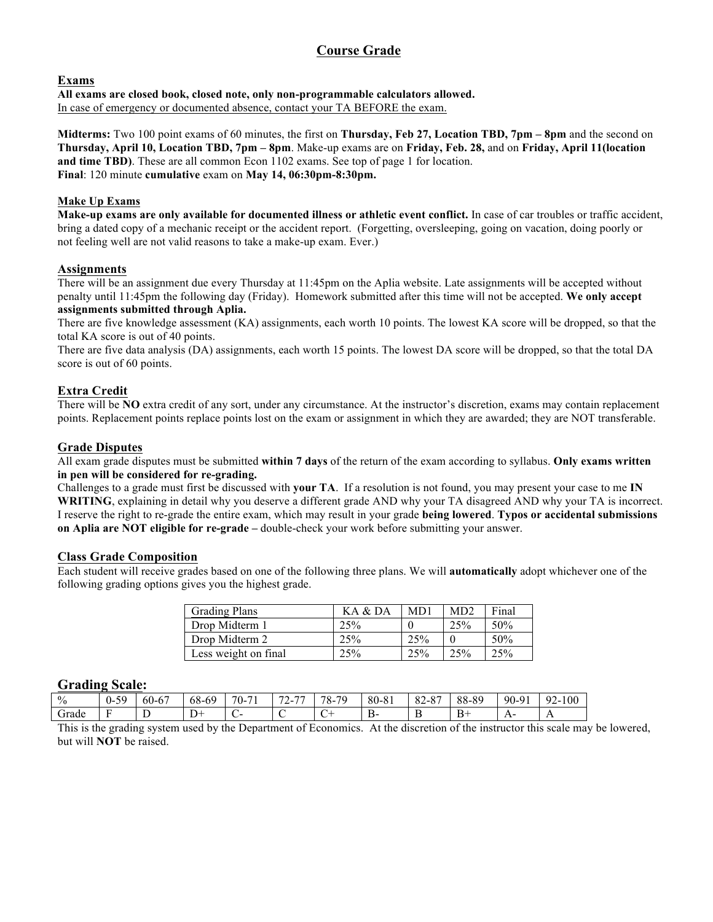# Course Grade

## Exams

**All exams are closed book, closed note, only non-programmable calculators allowed.**
In case of emergency or documented absence, contact your TA BEFORE the exam.

**Midterms:** Two 100 point exams of 60 minutes, the first on **Thursday, Feb 27, Location TBD, 7pm – 8pm** and the second on **Thursday, April 10, Location TBD, 7pm – 8pm**. Make-up exams are on **Friday, Feb. 28,** and on **Friday, April 11(location and time TBD)**. These are all common Econ 1102 exams. See top of page 1 for location.
**Final**: 120 minute **cumulative** exam on **May 14, 06:30pm-8:30pm.**

### Make Up Exams

**Make-up exams are only available for documented illness or athletic event conflict.** In case of car troubles or traffic accident, bring a dated copy of a mechanic receipt or the accident report. (Forgetting, oversleeping, going on vacation, doing poorly or not feeling well are not valid reasons to take a make-up exam. Ever.)

## Assignments

There will be an assignment due every Thursday at 11:45pm on the Aplia website. Late assignments will be accepted without penalty until 11:45pm the following day (Friday). Homework submitted after this time will not be accepted. **We only accept assignments submitted through Aplia.**

There are five knowledge assessment (KA) assignments, each worth 10 points. The lowest KA score will be dropped, so that the total KA score is out of 40 points.

There are five data analysis (DA) assignments, each worth 15 points. The lowest DA score will be dropped, so that the total DA score is out of 60 points.

## Extra Credit

There will be **NO** extra credit of any sort, under any circumstance. At the instructor's discretion, exams may contain replacement points. Replacement points replace points lost on the exam or assignment in which they are awarded; they are NOT transferable.

## Grade Disputes

All exam grade disputes must be submitted **within 7 days** of the return of the exam according to syllabus. **Only exams written in pen will be considered for re-grading.**

Challenges to a grade must first be discussed with **your TA**. If a resolution is not found, you may present your case to me **IN WRITING**, explaining in detail why you deserve a different grade AND why your TA disagreed AND why your TA is incorrect. I reserve the right to re-grade the entire exam, which may result in your grade **being lowered**. **Typos or accidental submissions on Aplia are NOT eligible for re-grade –** double-check your work before submitting your answer.

## Class Grade Composition

Each student will receive grades based on one of the following three plans. We will **automatically** adopt whichever one of the following grading options gives you the highest grade.

| Grading Plans | KA & DA | MD1 | MD2 | Final |
|---|---|---|---|---|
| Drop Midterm 1 | 25% | 0 | 25% | 50% |
| Drop Midterm 2 | 25% | 25% | 0 | 50% |
| Less weight on final | 25% | 25% | 25% | 25% |

## Grading Scale:

| % | 0-59 | 60-67 | 68-69 | 70-71 | 72-77 | 78-79 | 80-81 | 82-87 | 88-89 | 90-91 | 92-100 |
|---|---|---|---|---|---|---|---|---|---|---|---|
| Grade | F | D | D+ | C- | C | C+ | B- | B | B+ | A- | A |

This is the grading system used by the Department of Economics. At the discretion of the instructor this scale may be lowered, but will **NOT** be raised.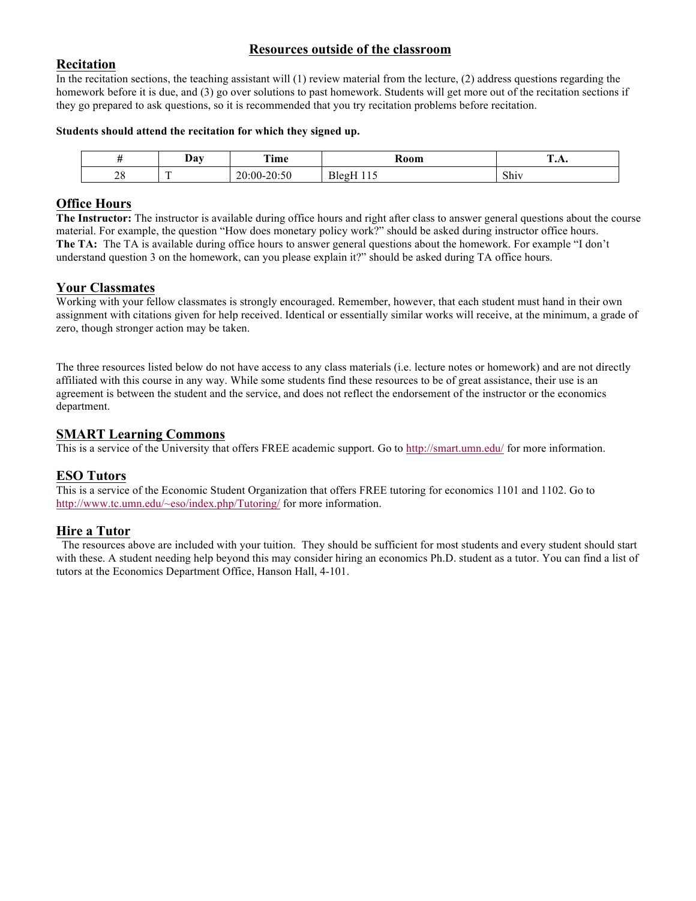# Resources outside of the classroom

## Recitation

In the recitation sections, the teaching assistant will (1) review material from the lecture, (2) address questions regarding the homework before it is due, and (3) go over solutions to past homework. Students will get more out of the recitation sections if they go prepared to ask questions, so it is recommended that you try recitation problems before recitation.

**Students should attend the recitation for which they signed up.**

| # | Day | Time | Room | T.A. |
|---|---|---|---|---|
| 28 | T | 20:00-20:50 | BlegH 115 | Shiv |

## Office Hours

**The Instructor:** The instructor is available during office hours and right after class to answer general questions about the course material. For example, the question "How does monetary policy work?" should be asked during instructor office hours.
**The TA:** The TA is available during office hours to answer general questions about the homework. For example "I don't understand question 3 on the homework, can you please explain it?" should be asked during TA office hours.

## Your Classmates

Working with your fellow classmates is strongly encouraged. Remember, however, that each student must hand in their own assignment with citations given for help received. Identical or essentially similar works will receive, at the minimum, a grade of zero, though stronger action may be taken.

The three resources listed below do not have access to any class materials (i.e. lecture notes or homework) and are not directly affiliated with this course in any way. While some students find these resources to be of great assistance, their use is an agreement is between the student and the service, and does not reflect the endorsement of the instructor or the economics department.

## SMART Learning Commons

This is a service of the University that offers FREE academic support. Go to http://smart.umn.edu/ for more information.

## ESO Tutors

This is a service of the Economic Student Organization that offers FREE tutoring for economics 1101 and 1102. Go to http://www.tc.umn.edu/~eso/index.php/Tutoring/ for more information.

## Hire a Tutor

The resources above are included with your tuition. They should be sufficient for most students and every student should start with these. A student needing help beyond this may consider hiring an economics Ph.D. student as a tutor. You can find a list of tutors at the Economics Department Office, Hanson Hall, 4-101.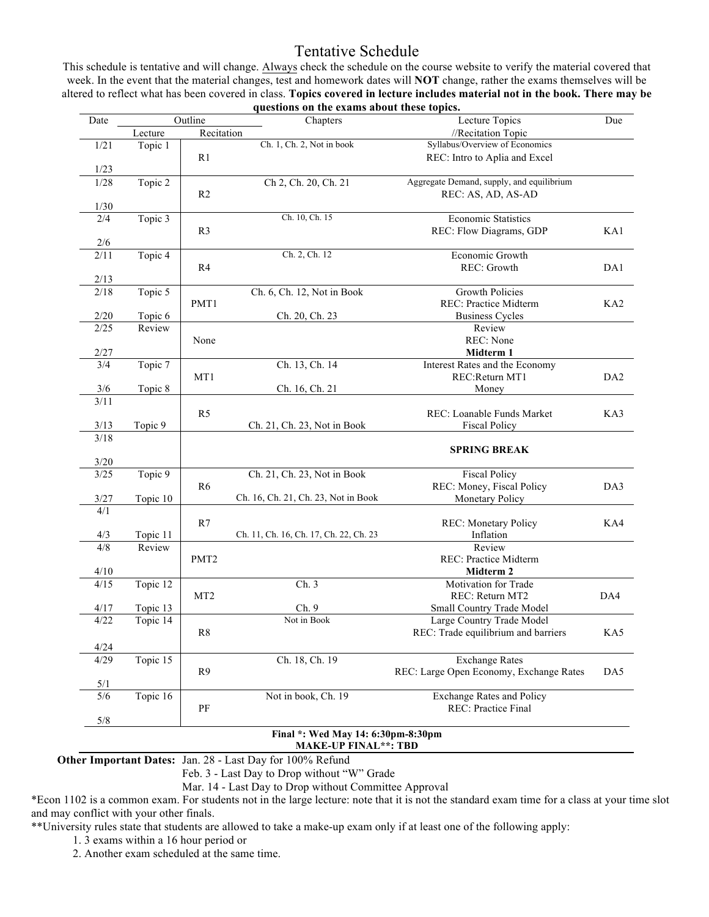# Tentative Schedule

This schedule is tentative and will change. Always check the schedule on the course website to verify the material covered that week. In the event that the material changes, test and homework dates will **NOT** change, rather the exams themselves will be altered to reflect what has been covered in class. **Topics covered in lecture includes material not in the book. There may be questions on the exams about these topics.**

| Date | Outline: Lecture | Outline: Recitation | Chapters | Lecture Topics //Recitation Topic | Due |
|---|---|---|---|---|---|
| 1/21 | Topic 1 | | Ch. 1, Ch. 2, Not in book | Syllabus/Overview of Economics | |
| | | R1 | | REC: Intro to Aplia and Excel | |
| 1/23 | | | | | |
| 1/28 | Topic 2 | | Ch 2, Ch. 20, Ch. 21 | Aggregate Demand, supply, and equilibrium | |
| | | R2 | | REC: AS, AD, AS-AD | |
| 1/30 | | | | | |
| 2/4 | Topic 3 | | Ch. 10, Ch. 15 | Economic Statistics | |
| | | R3 | | REC: Flow Diagrams, GDP | KA1 |
| 2/6 | | | | | |
| 2/11 | Topic 4 | | Ch. 2, Ch. 12 | Economic Growth | |
| | | R4 | | REC: Growth | DA1 |
| 2/13 | | | | | |
| 2/18 | Topic 5 | | Ch. 6, Ch. 12, Not in Book | Growth Policies | |
| | | PMT1 | | REC: Practice Midterm | KA2 |
| 2/20 | Topic 6 | | Ch. 20, Ch. 23 | Business Cycles | |
| 2/25 | Review | | | Review | |
| | | None | | REC: None | |
| 2/27 | | | | **Midterm 1** | |
| 3/4 | Topic 7 | | Ch. 13, Ch. 14 | Interest Rates and the Economy | |
| | | MT1 | | REC:Return MT1 | DA2 |
| 3/6 | Topic 8 | | Ch. 16, Ch. 21 | Money | |
| 3/11 | | | | | |
| | | R5 | | REC: Loanable Funds Market | KA3 |
| 3/13 | Topic 9 | | Ch. 21, Ch. 23, Not in Book | Fiscal Policy | |
| 3/18 | | | | | |
| | | | | **SPRING BREAK** | |
| 3/20 | | | | | |
| 3/25 | Topic 9 | | Ch. 21, Ch. 23, Not in Book | Fiscal Policy | |
| | | R6 | | REC: Money, Fiscal Policy | DA3 |
| 3/27 | Topic 10 | | Ch. 16, Ch. 21, Ch. 23, Not in Book | Monetary Policy | |
| 4/1 | | | | | |
| | | R7 | | REC: Monetary Policy | KA4 |
| 4/3 | Topic 11 | | Ch. 11, Ch. 16, Ch. 17, Ch. 22, Ch. 23 | Inflation | |
| 4/8 | Review | | | Review | |
| | | PMT2 | | REC: Practice Midterm | |
| 4/10 | | | | **Midterm 2** | |
| 4/15 | Topic 12 | | Ch. 3 | Motivation for Trade | |
| | | MT2 | | REC: Return MT2 | DA4 |
| 4/17 | Topic 13 | | Ch. 9 | Small Country Trade Model | |
| 4/22 | Topic 14 | | Not in Book | Large Country Trade Model | |
| | | R8 | | REC: Trade equilibrium and barriers | KA5 |
| 4/24 | | | | | |
| 4/29 | Topic 15 | | Ch. 18, Ch. 19 | Exchange Rates | |
| | | R9 | | REC: Large Open Economy, Exchange Rates | DA5 |
| 5/1 | | | | | |
| 5/6 | Topic 16 | | Not in book, Ch. 19 | Exchange Rates and Policy | |
| | | PF | | REC: Practice Final | |
| 5/8 | | | | | |

**Final \*: Wed May 14: 6:30pm-8:30pm**
**MAKE-UP FINAL\*\*: TBD**

**Other Important Dates:** Jan. 28 - Last Day for 100% Refund
Feb. 3 - Last Day to Drop without "W" Grade
Mar. 14 - Last Day to Drop without Committee Approval

*Econ 1102 is a common exam. For students not in the large lecture: note that it is not the standard exam time for a class at your time slot and may conflict with your other finals.

**University rules state that students are allowed to take a make-up exam only if at least one of the following apply:

1. 3 exams within a 16 hour period or
2. Another exam scheduled at the same time.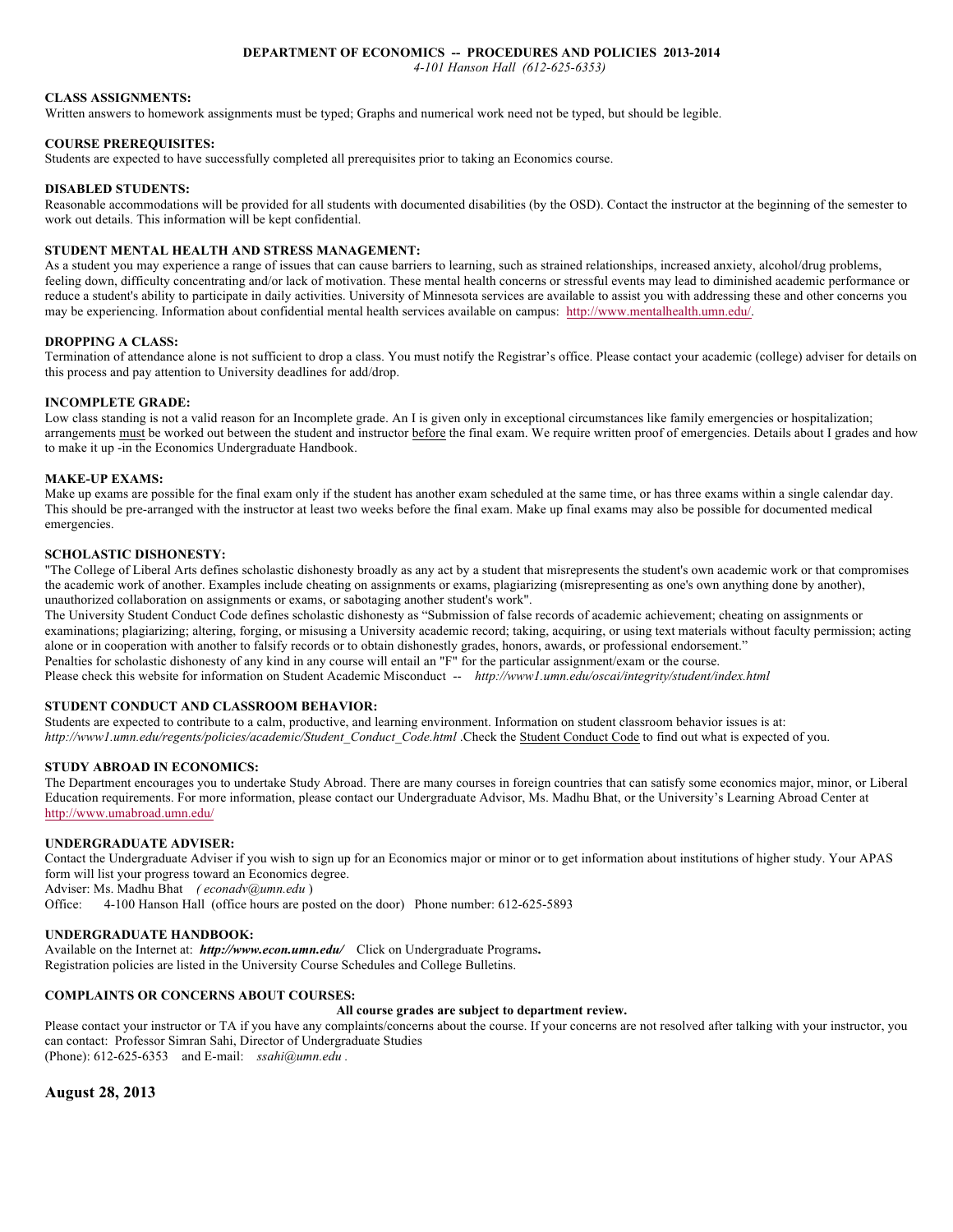## DEPARTMENT OF ECONOMICS -- PROCEDURES AND POLICIES 2013-2014

*4-101 Hanson Hall (612-625-6353)*

**CLASS ASSIGNMENTS:**
Written answers to homework assignments must be typed; Graphs and numerical work need not be typed, but should be legible.

**COURSE PREREQUISITES:**
Students are expected to have successfully completed all prerequisites prior to taking an Economics course.

**DISABLED STUDENTS:**
Reasonable accommodations will be provided for all students with documented disabilities (by the OSD). Contact the instructor at the beginning of the semester to work out details. This information will be kept confidential.

**STUDENT MENTAL HEALTH AND STRESS MANAGEMENT:**
As a student you may experience a range of issues that can cause barriers to learning, such as strained relationships, increased anxiety, alcohol/drug problems, feeling down, difficulty concentrating and/or lack of motivation. These mental health concerns or stressful events may lead to diminished academic performance or reduce a student's ability to participate in daily activities. University of Minnesota services are available to assist you with addressing these and other concerns you may be experiencing. Information about confidential mental health services available on campus: http://www.mentalhealth.umn.edu/.

**DROPPING A CLASS:**
Termination of attendance alone is not sufficient to drop a class. You must notify the Registrar's office. Please contact your academic (college) adviser for details on this process and pay attention to University deadlines for add/drop.

**INCOMPLETE GRADE:**
Low class standing is not a valid reason for an Incomplete grade. An I is given only in exceptional circumstances like family emergencies or hospitalization; arrangements must be worked out between the student and instructor before the final exam. We require written proof of emergencies. Details about I grades and how to make it up -in the Economics Undergraduate Handbook.

**MAKE-UP EXAMS:**
Make up exams are possible for the final exam only if the student has another exam scheduled at the same time, or has three exams within a single calendar day. This should be pre-arranged with the instructor at least two weeks before the final exam. Make up final exams may also be possible for documented medical emergencies.

**SCHOLASTIC DISHONESTY:**
"The College of Liberal Arts defines scholastic dishonesty broadly as any act by a student that misrepresents the student's own academic work or that compromises the academic work of another. Examples include cheating on assignments or exams, plagiarizing (misrepresenting as one's own anything done by another), unauthorized collaboration on assignments or exams, or sabotaging another student's work".
The University Student Conduct Code defines scholastic dishonesty as "Submission of false records of academic achievement; cheating on assignments or examinations; plagiarizing; altering, forging, or misusing a University academic record; taking, acquiring, or using test materials without faculty permission; acting alone or in cooperation with another to falsify records or to obtain dishonestly grades, honors, awards, or professional endorsement."
Penalties for scholastic dishonesty of any kind in any course will entail an "F" for the particular assignment/exam or the course.
Please check this website for information on Student Academic Misconduct -- *http://www1.umn.edu/oscai/integrity/student/index.html*

**STUDENT CONDUCT AND CLASSROOM BEHAVIOR:**
Students are expected to contribute to a calm, productive, and learning environment. Information on student classroom behavior issues is at: *http://www1.umn.edu/regents/policies/academic/Student_Conduct_Code.html* .Check the Student Conduct Code to find out what is expected of you.

**STUDY ABROAD IN ECONOMICS:**
The Department encourages you to undertake Study Abroad. There are many courses in foreign countries that can satisfy some economics major, minor, or Liberal Education requirements. For more information, please contact our Undergraduate Advisor, Ms. Madhu Bhat, or the University's Learning Abroad Center at http://www.umabroad.umn.edu/

**UNDERGRADUATE ADVISER:**
Contact the Undergraduate Adviser if you wish to sign up for an Economics major or minor or to get information about institutions of higher study. Your APAS form will list your progress toward an Economics degree.
Adviser: Ms. Madhu Bhat *( econadv@umn.edu )*
Office: 4-100 Hanson Hall (office hours are posted on the door) Phone number: 612-625-5893

**UNDERGRADUATE HANDBOOK:**
Available on the Internet at: ***http://www.econ.umn.edu/*** Click on Undergraduate Programs**.**
Registration policies are listed in the University Course Schedules and College Bulletins.

**COMPLAINTS OR CONCERNS ABOUT COURSES:**

**All course grades are subject to department review.**

Please contact your instructor or TA if you have any complaints/concerns about the course. If your concerns are not resolved after talking with your instructor, you can contact: Professor Simran Sahi, Director of Undergraduate Studies
(Phone): 612-625-6353 and E-mail: *ssahi@umn.edu* .

**August 28, 2013**